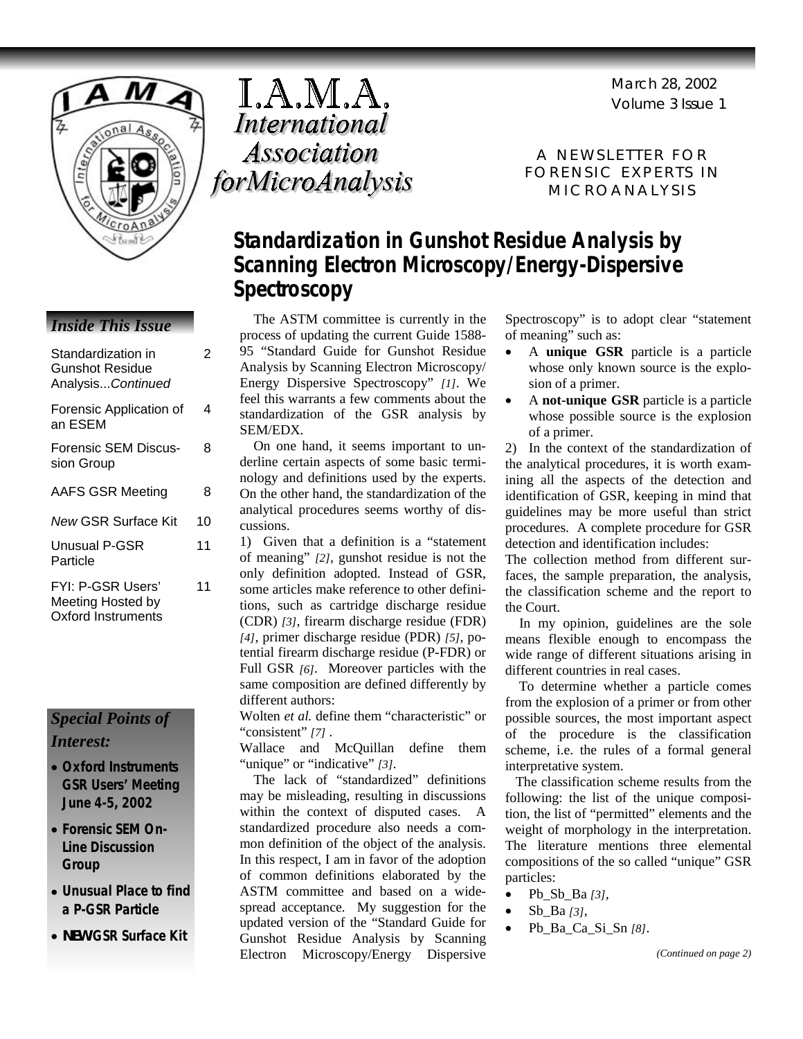# I.A.M.A. International Association forMicroAnalysis

March 28, 2002
Volume 3 Issue 1

A NEWSLETTER FOR FORENSIC EXPERTS IN MICROANALYSIS

## Inside This Issue

| | |
|---|---|
| Standardization in Gunshot Residue Analysis...*Continued* | 2 |
| Forensic Application of an ESEM | 4 |
| Forensic SEM Discussion Group | 8 |
| AAFS GSR Meeting | 8 |
| *New* GSR Surface Kit | 10 |
| Unusual P-GSR Particle | 11 |
| FYI: P-GSR Users' Meeting Hosted by Oxford Instruments | 11 |

## Special Points of Interest:

- **Oxford Instruments GSR Users' Meeting June 4-5, 2002**
- **Forensic SEM On-Line Discussion Group**
- **Unusual Place to find a P-GSR Particle**
- ***NEW* GSR Surface Kit**

## Standardization in Gunshot Residue Analysis by Scanning Electron Microscopy/Energy-Dispersive Spectroscopy

The ASTM committee is currently in the process of updating the current Guide 1588-95 "Standard Guide for Gunshot Residue Analysis by Scanning Electron Microscopy/ Energy Dispersive Spectroscopy" *[1]*. We feel this warrants a few comments about the standardization of the GSR analysis by SEM/EDX.

On one hand, it seems important to underline certain aspects of some basic terminology and definitions used by the experts. On the other hand, the standardization of the analytical procedures seems worthy of discussions.

1) Given that a definition is a "statement of meaning" *[2]*, gunshot residue is not the only definition adopted. Instead of GSR, some articles make reference to other definitions, such as cartridge discharge residue (CDR) *[3]*, firearm discharge residue (FDR) *[4]*, primer discharge residue (PDR) *[5]*, potential firearm discharge residue (P-FDR) or Full GSR *[6]*. Moreover particles with the same composition are defined differently by different authors:

Wolten *et al.* define them "characteristic" or "consistent" *[7]* .

Wallace and McQuillan define them "unique" or "indicative" *[3]*.

The lack of "standardized" definitions may be misleading, resulting in discussions within the context of disputed cases. A standardized procedure also needs a common definition of the object of the analysis. In this respect, I am in favor of the adoption of common definitions elaborated by the ASTM committee and based on a widespread acceptance. My suggestion for the updated version of the "Standard Guide for Gunshot Residue Analysis by Scanning Electron Microscopy/Energy Dispersive Spectroscopy" is to adopt clear "statement of meaning" such as:

- A **unique GSR** particle is a particle whose only known source is the explosion of a primer.
- A **not-unique GSR** particle is a particle whose possible source is the explosion of a primer.

2) In the context of the standardization of the analytical procedures, it is worth examining all the aspects of the detection and identification of GSR, keeping in mind that guidelines may be more useful than strict procedures. A complete procedure for GSR detection and identification includes:

The collection method from different surfaces, the sample preparation, the analysis, the classification scheme and the report to the Court.

In my opinion, guidelines are the sole means flexible enough to encompass the wide range of different situations arising in different countries in real cases.

To determine whether a particle comes from the explosion of a primer or from other possible sources, the most important aspect of the procedure is the classification scheme, i.e. the rules of a formal general interpretative system.

The classification scheme results from the following: the list of the unique composition, the list of "permitted" elements and the weight of morphology in the interpretation. The literature mentions three elemental compositions of the so called "unique" GSR particles:

- Pb_Sb_Ba *[3]*,
- Sb_Ba *[3]*,
- Pb_Ba_Ca_Si_Sn *[8]*.

*(Continued on page 2)*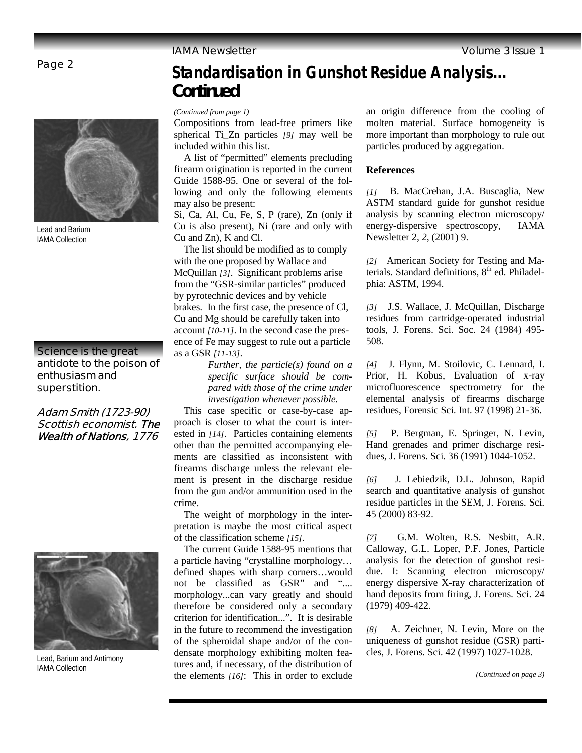# Standardisation in Gunshot Residue Analysis... Continued

Lead and Barium
IAMA Collection

*(Continued from page 1)*

Compositions from lead-free primers like spherical Ti_Zn particles *[9]* may well be included within this list.

A list of "permitted" elements precluding firearm origination is reported in the current Guide 1588-95. One or several of the following and only the following elements may also be present:

Si, Ca, Al, Cu, Fe, S, P (rare), Zn (only if Cu is also present), Ni (rare and only with Cu and Zn), K and Cl.

The list should be modified as to comply with the one proposed by Wallace and McQuillan *[3]*. Significant problems arise from the "GSR-similar particles" produced by pyrotechnic devices and by vehicle brakes. In the first case, the presence of Cl, Cu and Mg should be carefully taken into account *[10-11]*. In the second case the presence of Fe may suggest to rule out a particle as a GSR *[11-13]*.

> *Further, the particle(s) found on a specific surface should be compared with those of the crime under investigation whenever possible.*

This case specific or case-by-case approach is closer to what the court is interested in *[14]*. Particles containing elements other than the permitted accompanying elements are classified as inconsistent with firearms discharge unless the relevant element is present in the discharge residue from the gun and/or ammunition used in the crime.

The weight of morphology in the interpretation is maybe the most critical aspect of the classification scheme *[15]*.

The current Guide 1588-95 mentions that a particle having "crystalline morphology… defined shapes with sharp corners…would not be classified as GSR" and ".... morphology...can vary greatly and should therefore be considered only a secondary criterion for identification...". It is desirable in the future to recommend the investigation of the spheroidal shape and/or of the condensate morphology exhibiting molten features and, if necessary, of the distribution of the elements *[16]*: This in order to exclude an origin difference from the cooling of molten material. Surface homogeneity is more important than morphology to rule out particles produced by aggregation.

> Science is the great antidote to the poison of enthusiasm and superstition.
>
> *Adam Smith (1723-90) Scottish economist. **The Wealth of Nations**, 1776*

Lead, Barium and Antimony
IAMA Collection

**References**

*[1]* B. MacCrehan, J.A. Buscaglia, New ASTM standard guide for gunshot residue analysis by scanning electron microscopy/energy-dispersive spectroscopy, IAMA Newsletter 2, *2*, (2001) 9.

*[2]* American Society for Testing and Materials. Standard definitions, 8th ed. Philadelphia: ASTM, 1994.

*[3]* J.S. Wallace, J. McQuillan, Discharge residues from cartridge-operated industrial tools, J. Forens. Sci. Soc. 24 (1984) 495-508.

*[4]* J. Flynn, M. Stoilovic, C. Lennard, I. Prior, H. Kobus, Evaluation of x-ray microfluorescence spectrometry for the elemental analysis of firearms discharge residues, Forensic Sci. Int. 97 (1998) 21-36.

*[5]* P. Bergman, E. Springer, N. Levin, Hand grenades and primer discharge residues, J. Forens. Sci. 36 (1991) 1044-1052.

*[6]* J. Lebiedzik, D.L. Johnson, Rapid search and quantitative analysis of gunshot residue particles in the SEM, J. Forens. Sci. 45 (2000) 83-92.

*[7]* G.M. Wolten, R.S. Nesbitt, A.R. Calloway, G.L. Loper, P.F. Jones, Particle analysis for the detection of gunshot residue. I: Scanning electron microscopy/energy dispersive X-ray characterization of hand deposits from firing, J. Forens. Sci. 24 (1979) 409-422.

*[8]* A. Zeichner, N. Levin, More on the uniqueness of gunshot residue (GSR) particles, J. Forens. Sci. 42 (1997) 1027-1028.

*(Continued on page 3)*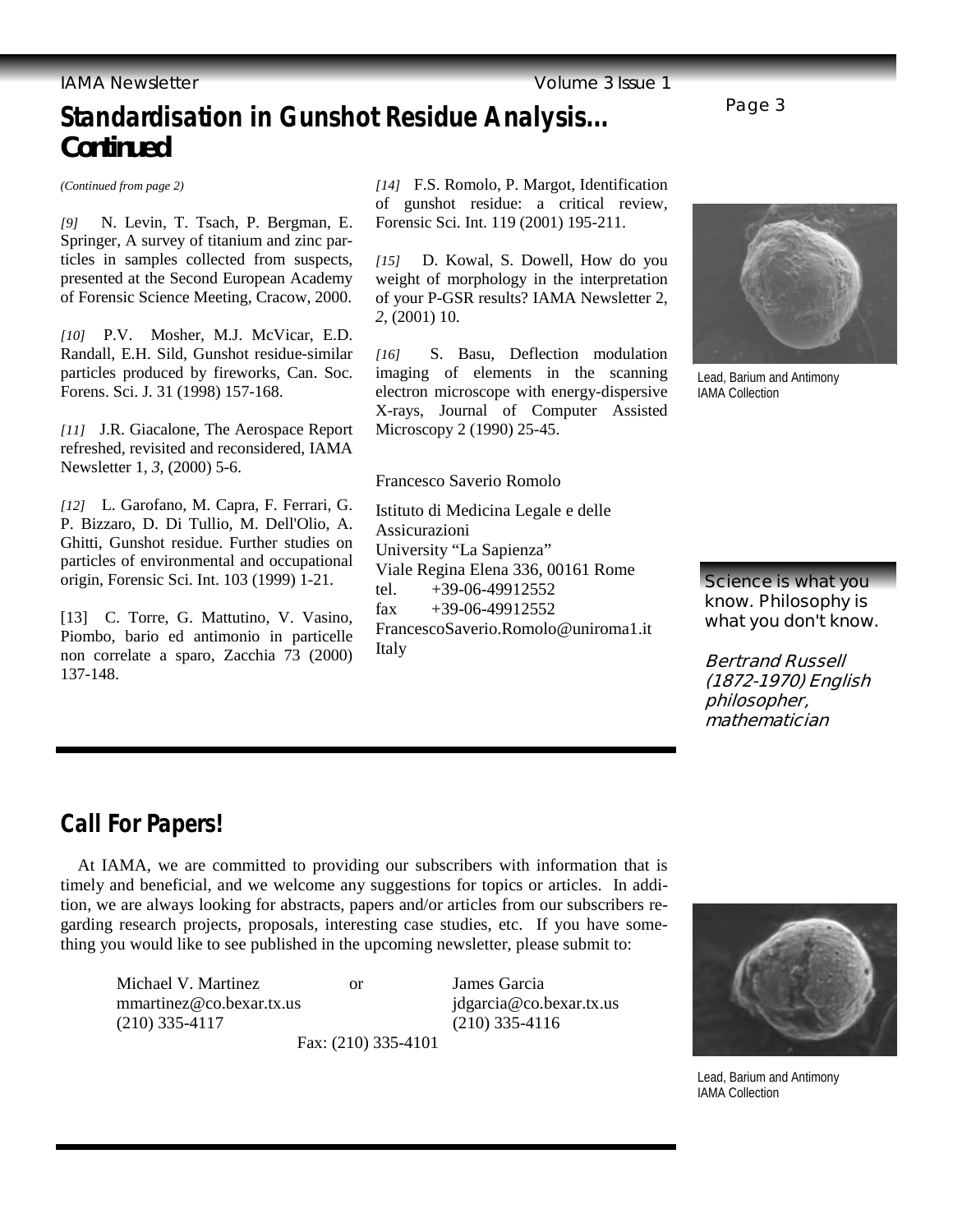## Standardisation in Gunshot Residue Analysis... Continued

*(Continued from page 2)*

*[9]* N. Levin, T. Tsach, P. Bergman, E. Springer, A survey of titanium and zinc particles in samples collected from suspects, presented at the Second European Academy of Forensic Science Meeting, Cracow, 2000.

*[10]* P.V. Mosher, M.J. McVicar, E.D. Randall, E.H. Sild, Gunshot residue-similar particles produced by fireworks, Can. Soc. Forens. Sci. J. 31 (1998) 157-168.

*[11]* J.R. Giacalone, The Aerospace Report refreshed, revisited and reconsidered, IAMA Newsletter 1, *3*, (2000) 5-6.

*[12]* L. Garofano, M. Capra, F. Ferrari, G. P. Bizzaro, D. Di Tullio, M. Dell'Olio, A. Ghitti, Gunshot residue. Further studies on particles of environmental and occupational origin, Forensic Sci. Int. 103 (1999) 1-21.

[13] C. Torre, G. Mattutino, V. Vasino, Piombo, bario ed antimonio in particelle non correlate a sparo, Zacchia 73 (2000) 137-148.

*[14]* F.S. Romolo, P. Margot, Identification of gunshot residue: a critical review, Forensic Sci. Int. 119 (2001) 195-211.

*[15]* D. Kowal, S. Dowell, How do you weight of morphology in the interpretation of your P-GSR results? IAMA Newsletter 2, *2*, (2001) 10.

*[16]* S. Basu, Deflection modulation imaging of elements in the scanning electron microscope with energy-dispersive X-rays, Journal of Computer Assisted Microscopy 2 (1990) 25-45.

Francesco Saverio Romolo

Istituto di Medicina Legale e delle Assicurazioni
University "La Sapienza"
Viale Regina Elena 336, 00161 Rome
tel. +39-06-49912552
fax +39-06-49912552
FrancescoSaverio.Romolo@uniroma1.it
Italy

Lead, Barium and Antimony
IAMA Collection

Science is what you know. Philosophy is what you don't know.

*Bertrand Russell (1872-1970) English philosopher, mathematician*

## Call For Papers!

At IAMA, we are committed to providing our subscribers with information that is timely and beneficial, and we welcome any suggestions for topics or articles. In addition, we are always looking for abstracts, papers and/or articles from our subscribers regarding research projects, proposals, interesting case studies, etc. If you have something you would like to see published in the upcoming newsletter, please submit to:

Michael V. Martinez
mmartinez@co.bexar.tx.us
(210) 335-4117

or

James Garcia
jdgarcia@co.bexar.tx.us
(210) 335-4116

Fax: (210) 335-4101

Lead, Barium and Antimony
IAMA Collection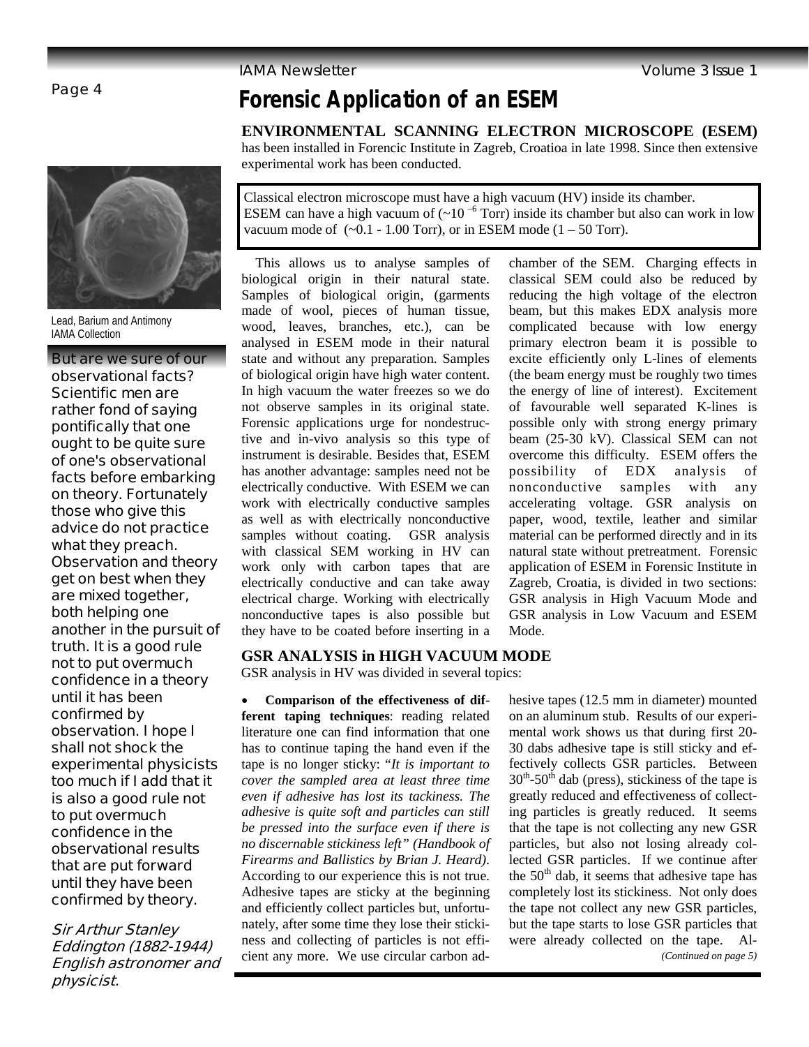# Forensic Application of an ESEM

**ENVIRONMENTAL SCANNING ELECTRON MICROSCOPE (ESEM)** has been installed in Forencic Institute in Zagreb, Croatioa in late 1998. Since then extensive experimental work has been conducted.

> Classical electron microscope must have a high vacuum (HV) inside its chamber.
> ESEM can have a high vacuum of (~$10^{-6}$ Torr) inside its chamber but also can work in low vacuum mode of (~0.1 - 1.00 Torr), or in ESEM mode (1 – 50 Torr).

This allows us to analyse samples of biological origin in their natural state. Samples of biological origin, (garments made of wool, pieces of human tissue, wood, leaves, branches, etc.), can be analysed in ESEM mode in their natural state and without any preparation. Samples of biological origin have high water content. In high vacuum the water freezes so we do not observe samples in its original state. Forensic applications urge for nondestructive and in-vivo analysis so this type of instrument is desirable. Besides that, ESEM has another advantage: samples need not be electrically conductive. With ESEM we can work with electrically conductive samples as well as with electrically nonconductive samples without coating. GSR analysis with classical SEM working in HV can work only with carbon tapes that are electrically conductive and can take away electrical charge. Working with electrically nonconductive tapes is also possible but they have to be coated before inserting in a chamber of the SEM. Charging effects in classical SEM could also be reduced by reducing the high voltage of the electron beam, but this makes EDX analysis more complicated because with low energy primary electron beam it is possible to excite efficiently only L-lines of elements (the beam energy must be roughly two times the energy of line of interest). Excitement of favourable well separated K-lines is possible only with strong energy primary beam (25-30 kV). Classical SEM can not overcome this difficulty. ESEM offers the possibility of EDX analysis of nonconductive samples with any accelerating voltage. GSR analysis on paper, wood, textile, leather and similar material can be performed directly and in its natural state without pretreatment. Forensic application of ESEM in Forensic Institute in Zagreb, Croatia, is divided in two sections: GSR analysis in High Vacuum Mode and GSR analysis in Low Vacuum and ESEM Mode.

## GSR ANALYSIS in HIGH VACUUM MODE

GSR analysis in HV was divided in several topics:

- **Comparison of the effectiveness of different taping techniques**: reading related literature one can find information that one has to continue taping the hand even if the tape is no longer sticky: "*It is important to cover the sampled area at least three time even if adhesive has lost its tackiness. The adhesive is quite soft and particles can still be pressed into the surface even if there is no discernable stickiness left" (Handbook of Firearms and Ballistics by Brian J. Heard).* According to our experience this is not true. Adhesive tapes are sticky at the beginning and efficiently collect particles but, unfortunately, after some time they lose their stickiness and collecting of particles is not efficient any more. We use circular carbon adhesive tapes (12.5 mm in diameter) mounted on an aluminum stub. Results of our experimental work shows us that during first 20-30 dabs adhesive tape is still sticky and effectively collects GSR particles. Between 30th-50th dab (press), stickiness of the tape is greatly reduced and effectiveness of collecting particles is greatly reduced. It seems that the tape is not collecting any new GSR particles, but also not losing already collected GSR particles. If we continue after the 50th dab, it seems that adhesive tape has completely lost its stickiness. Not only does the tape not collect any new GSR particles, but the tape starts to lose GSR particles that were already collected on the tape. Al-

*(Continued on page 5)*

Lead, Barium and Antimony
IAMA Collection

But are we sure of our observational facts? Scientific men are rather fond of saying pontifically that one ought to be quite sure of one's observational facts before embarking on theory. Fortunately those who give this advice do not practice what they preach. Observation and theory get on best when they are mixed together, both helping one another in the pursuit of truth. It is a good rule not to put overmuch confidence in a theory until it has been confirmed by observation. I hope I shall not shock the experimental physicists too much if I add that it is also a good rule not to put overmuch confidence in the observational results that are put forward until they have been confirmed by theory.

*Sir Arthur Stanley Eddington (1882-1944) English astronomer and physicist.*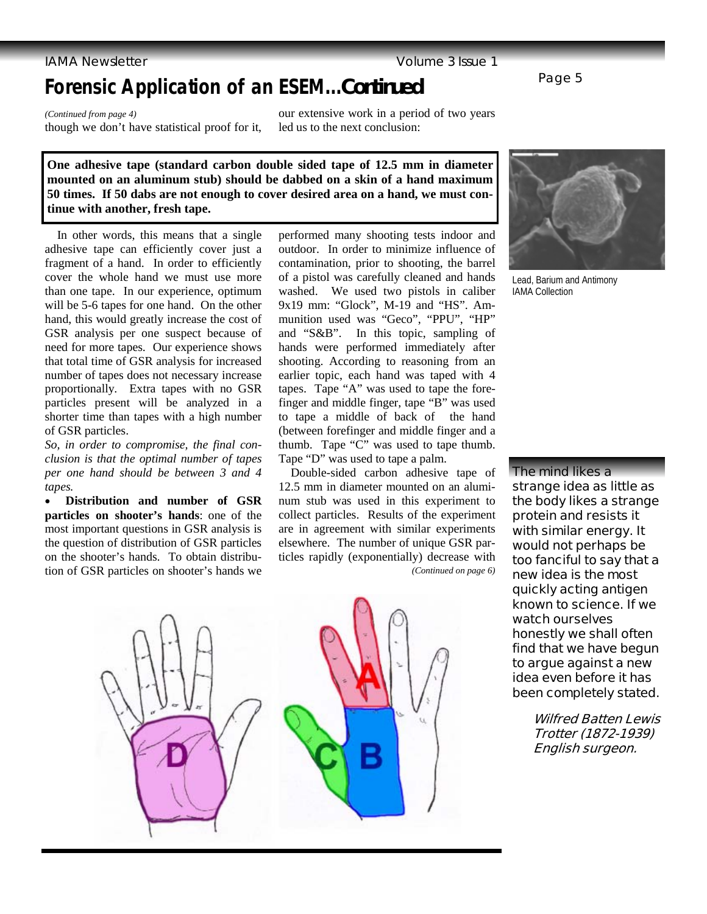# Forensic Application of an ESEM...Continued

*(Continued from page 4)*

though we don't have statistical proof for it, our extensive work in a period of two years led us to the next conclusion:

**One adhesive tape (standard carbon double sided tape of 12.5 mm in diameter mounted on an aluminum stub) should be dabbed on a skin of a hand maximum 50 times. If 50 dabs are not enough to cover desired area on a hand, we must continue with another, fresh tape.**

In other words, this means that a single adhesive tape can efficiently cover just a fragment of a hand. In order to efficiently cover the whole hand we must use more than one tape. In our experience, optimum will be 5-6 tapes for one hand. On the other hand, this would greatly increase the cost of GSR analysis per one suspect because of need for more tapes. Our experience shows that total time of GSR analysis for increased number of tapes does not necessary increase proportionally. Extra tapes with no GSR particles present will be analyzed in a shorter time than tapes with a high number of GSR particles.

*So, in order to compromise, the final conclusion is that the optimal number of tapes per one hand should be between 3 and 4 tapes.*

- **Distribution and number of GSR particles on shooter's hands**: one of the most important questions in GSR analysis is the question of distribution of GSR particles on the shooter's hands. To obtain distribution of GSR particles on shooter's hands we performed many shooting tests indoor and outdoor. In order to minimize influence of contamination, prior to shooting, the barrel of a pistol was carefully cleaned and hands washed. We used two pistols in caliber 9x19 mm: "Glock", M-19 and "HS". Ammunition used was "Geco", "PPU", "HP" and "S&B". In this topic, sampling of hands were performed immediately after shooting. According to reasoning from an earlier topic, each hand was taped with 4 tapes. Tape "A" was used to tape the forefinger and middle finger, tape "B" was used to tape a middle of back of the hand (between forefinger and middle finger and a thumb. Tape "C" was used to tape thumb. Tape "D" was used to tape a palm.

Double-sided carbon adhesive tape of 12.5 mm in diameter mounted on an aluminum stub was used in this experiment to collect particles. Results of the experiment are in agreement with similar experiments elsewhere. The number of unique GSR particles rapidly (exponentially) decrease with

*(Continued on page 6)*

Lead, Barium and Antimony
IAMA Collection

The mind likes a strange idea as little as the body likes a strange protein and resists it with similar energy. It would not perhaps be too fanciful to say that a new idea is the most quickly acting antigen known to science. If we watch ourselves honestly we shall often find that we have begun to argue against a new idea even before it has been completely stated.

*Wilfred Batten Lewis Trotter (1872-1939) English surgeon.*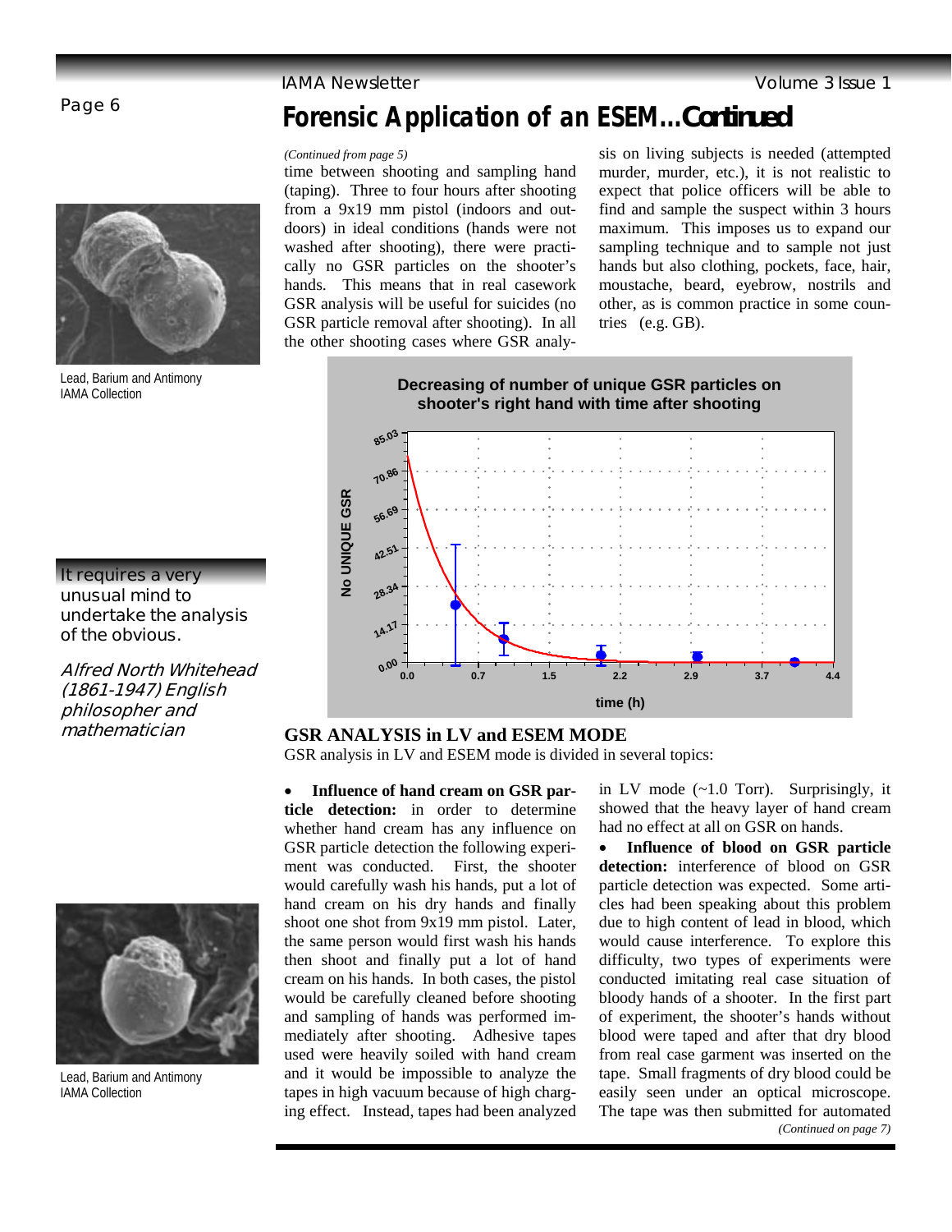# Forensic Application of an ESEM…Continued

*(Continued from page 5)*

time between shooting and sampling hand (taping). Three to four hours after shooting from a 9x19 mm pistol (indoors and outdoors) in ideal conditions (hands were not washed after shooting), there were practically no GSR particles on the shooter's hands. This means that in real casework GSR analysis will be useful for suicides (no GSR particle removal after shooting). In all the other shooting cases where GSR analysis on living subjects is needed (attempted murder, murder, etc.), it is not realistic to expect that police officers will be able to find and sample the suspect within 3 hours maximum. This imposes us to expand our sampling technique and to sample not just hands but also clothing, pockets, face, hair, moustache, beard, eyebrow, nostrils and other, as is common practice in some countries (e.g. GB).

Lead, Barium and Antimony
IAMA Collection

It requires a very unusual mind to undertake the analysis of the obvious.

*Alfred North Whitehead (1861-1947) English philosopher and mathematician*

**Decreasing of number of unique GSR particles on shooter's right hand with time after shooting**

## GSR ANALYSIS in LV and ESEM MODE

GSR analysis in LV and ESEM mode is divided in several topics:

- **Influence of hand cream on GSR particle detection:** in order to determine whether hand cream has any influence on GSR particle detection the following experiment was conducted. First, the shooter would carefully wash his hands, put a lot of hand cream on his dry hands and finally shoot one shot from 9x19 mm pistol. Later, the same person would first wash his hands then shoot and finally put a lot of hand cream on his hands. In both cases, the pistol would be carefully cleaned before shooting and sampling of hands was performed immediately after shooting. Adhesive tapes used were heavily soiled with hand cream and it would be impossible to analyze the tapes in high vacuum because of high charging effect. Instead, tapes had been analyzed in LV mode (~1.0 Torr). Surprisingly, it showed that the heavy layer of hand cream had no effect at all on GSR on hands.
- **Influence of blood on GSR particle detection:** interference of blood on GSR particle detection was expected. Some articles had been speaking about this problem due to high content of lead in blood, which would cause interference. To explore this difficulty, two types of experiments were conducted imitating real case situation of bloody hands of a shooter. In the first part of experiment, the shooter's hands without blood were taped and after that dry blood from real case garment was inserted on the tape. Small fragments of dry blood could be easily seen under an optical microscope. The tape was then submitted for automated

Lead, Barium and Antimony
IAMA Collection

*(Continued on page 7)*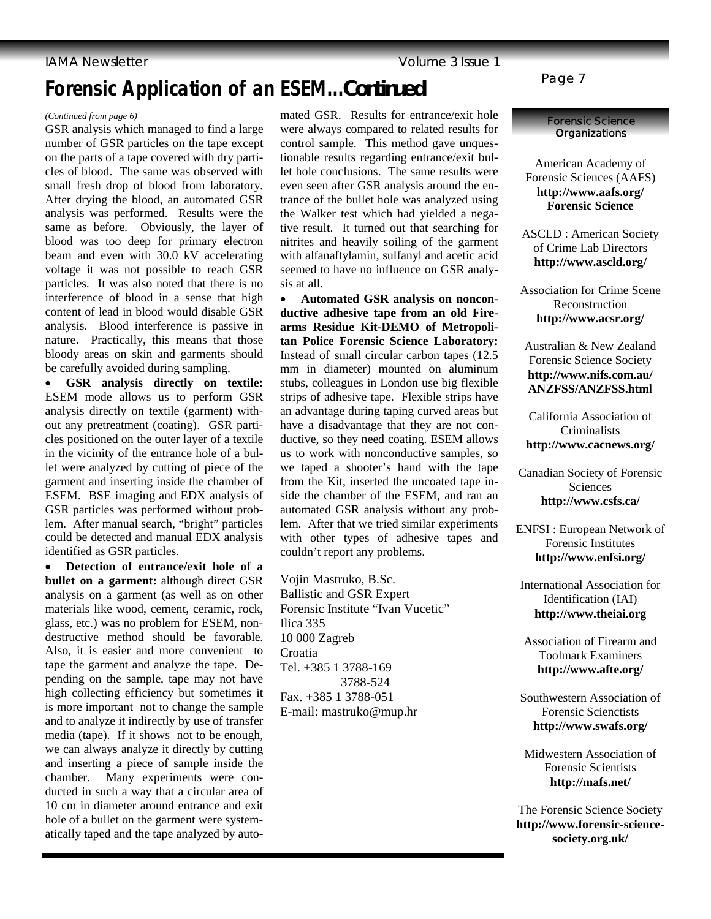# Forensic Application of an ESEM…Continued

*(Continued from page 6)*

GSR analysis which managed to find a large number of GSR particles on the tape except on the parts of a tape covered with dry particles of blood. The same was observed with small fresh drop of blood from laboratory. After drying the blood, an automated GSR analysis was performed. Results were the same as before. Obviously, the layer of blood was too deep for primary electron beam and even with 30.0 kV accelerating voltage it was not possible to reach GSR particles. It was also noted that there is no interference of blood in a sense that high content of lead in blood would disable GSR analysis. Blood interference is passive in nature. Practically, this means that those bloody areas on skin and garments should be carefully avoided during sampling.

- **GSR analysis directly on textile:** ESEM mode allows us to perform GSR analysis directly on textile (garment) without any pretreatment (coating). GSR particles positioned on the outer layer of a textile in the vicinity of the entrance hole of a bullet were analyzed by cutting of piece of the garment and inserting inside the chamber of ESEM. BSE imaging and EDX analysis of GSR particles was performed without problem. After manual search, "bright" particles could be detected and manual EDX analysis identified as GSR particles.
- **Detection of entrance/exit hole of a bullet on a garment:** although direct GSR analysis on a garment (as well as on other materials like wood, cement, ceramic, rock, glass, etc.) was no problem for ESEM, nondestructive method should be favorable. Also, it is easier and more convenient to tape the garment and analyze the tape. Depending on the sample, tape may not have high collecting efficiency but sometimes it is more important not to change the sample and to analyze it indirectly by use of transfer media (tape). If it shows not to be enough, we can always analyze it directly by cutting and inserting a piece of sample inside the chamber. Many experiments were conducted in such a way that a circular area of 10 cm in diameter around entrance and exit hole of a bullet on the garment were systematically taped and the tape analyzed by automated GSR. Results for entrance/exit hole were always compared to related results for control sample. This method gave unquestionable results regarding entrance/exit bullet hole conclusions. The same results were even seen after GSR analysis around the entrance of the bullet hole was analyzed using the Walker test which had yielded a negative result. It turned out that searching for nitrites and heavily soiling of the garment with alfanaftylamin, sulfanyl and acetic acid seemed to have no influence on GSR analysis at all.
- **Automated GSR analysis on nonconductive adhesive tape from an old Firearms Residue Kit-DEMO of Metropolitan Police Forensic Science Laboratory:** Instead of small circular carbon tapes (12.5 mm in diameter) mounted on aluminum stubs, colleagues in London use big flexible strips of adhesive tape. Flexible strips have an advantage during taping curved areas but have a disadvantage that they are not conductive, so they need coating. ESEM allows us to work with nonconductive samples, so we taped a shooter's hand with the tape from the Kit, inserted the uncoated tape inside the chamber of the ESEM, and ran an automated GSR analysis without any problem. After that we tried similar experiments with other types of adhesive tapes and couldn't report any problems.

Vojin Mastruko, B.Sc.
Ballistic and GSR Expert
Forensic Institute "Ivan Vucetic"
Ilica 335
10 000 Zagreb
Croatia
Tel. +385 1 3788-169
3788-524
Fax. +385 1 3788-051
E-mail: mastruko@mup.hr

## Forensic Science Organizations

American Academy of Forensic Sciences (AAFS)
**http://www.aafs.org/ Forensic Science**

ASCLD : American Society of Crime Lab Directors
**http://www.ascld.org/**

Association for Crime Scene Reconstruction
**http://www.acsr.org/**

Australian & New Zealand Forensic Science Society
**http://www.nifs.com.au/ ANZFSS/ANZFSS.html**

California Association of Criminalists
**http://www.cacnews.org/**

Canadian Society of Forensic Sciences
**http://www.csfs.ca/**

ENFSI : European Network of Forensic Institutes
**http://www.enfsi.org/**

International Association for Identification (IAI)
**http://www.theiai.org**

Association of Firearm and Toolmark Examiners
**http://www.afte.org/**

Southwestern Association of Forensic Scienctists
**http://www.swafs.org/**

Midwestern Association of Forensic Scientists
**http://mafs.net/**

The Forensic Science Society
**http://www.forensic-science-society.org.uk/**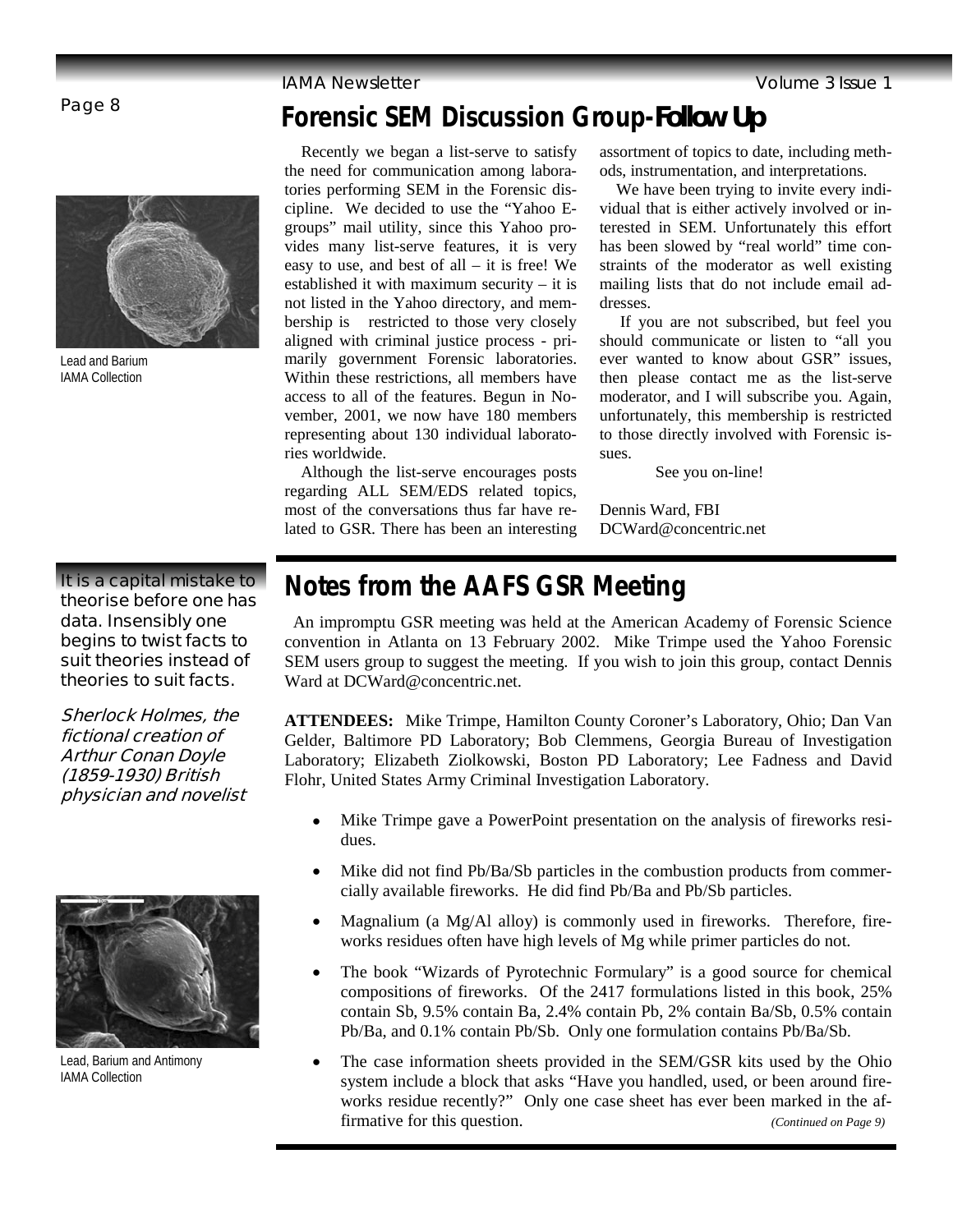# Forensic SEM Discussion Group-Follow Up

Lead and Barium
IAMA Collection

Recently we began a list-serve to satisfy the need for communication among laboratories performing SEM in the Forensic discipline. We decided to use the "Yahoo E-groups" mail utility, since this Yahoo provides many list-serve features, it is very easy to use, and best of all – it is free! We established it with maximum security – it is not listed in the Yahoo directory, and membership is restricted to those very closely aligned with criminal justice process - primarily government Forensic laboratories. Within these restrictions, all members have access to all of the features. Begun in November, 2001, we now have 180 members representing about 130 individual laboratories worldwide.

Although the list-serve encourages posts regarding ALL SEM/EDS related topics, most of the conversations thus far have related to GSR. There has been an interesting assortment of topics to date, including methods, instrumentation, and interpretations.

We have been trying to invite every individual that is either actively involved or interested in SEM. Unfortunately this effort has been slowed by "real world" time constraints of the moderator as well existing mailing lists that do not include email addresses.

If you are not subscribed, but feel you should communicate or listen to "all you ever wanted to know about GSR" issues, then please contact me as the list-serve moderator, and I will subscribe you. Again, unfortunately, this membership is restricted to those directly involved with Forensic issues.

See you on-line!

Dennis Ward, FBI
DCWard@concentric.net

It is a capital mistake to theorise before one has data. Insensibly one begins to twist facts to suit theories instead of theories to suit facts.

*Sherlock Holmes, the fictional creation of Arthur Conan Doyle (1859-1930) British physician and novelist*

# Notes from the AAFS GSR Meeting

An impromptu GSR meeting was held at the American Academy of Forensic Science convention in Atlanta on 13 February 2002. Mike Trimpe used the Yahoo Forensic SEM users group to suggest the meeting. If you wish to join this group, contact Dennis Ward at DCWard@concentric.net.

**ATTENDEES:** Mike Trimpe, Hamilton County Coroner's Laboratory, Ohio; Dan Van Gelder, Baltimore PD Laboratory; Bob Clemmens, Georgia Bureau of Investigation Laboratory; Elizabeth Ziolkowski, Boston PD Laboratory; Lee Fadness and David Flohr, United States Army Criminal Investigation Laboratory.

- Mike Trimpe gave a PowerPoint presentation on the analysis of fireworks residues.
- Mike did not find Pb/Ba/Sb particles in the combustion products from commercially available fireworks. He did find Pb/Ba and Pb/Sb particles.
- Magnalium (a Mg/Al alloy) is commonly used in fireworks. Therefore, fireworks residues often have high levels of Mg while primer particles do not.
- The book "Wizards of Pyrotechnic Formulary" is a good source for chemical compositions of fireworks. Of the 2417 formulations listed in this book, 25% contain Sb, 9.5% contain Ba, 2.4% contain Pb, 2% contain Ba/Sb, 0.5% contain Pb/Ba, and 0.1% contain Pb/Sb. Only one formulation contains Pb/Ba/Sb.
- The case information sheets provided in the SEM/GSR kits used by the Ohio system include a block that asks "Have you handled, used, or been around fireworks residue recently?" Only one case sheet has ever been marked in the affirmative for this question.

*(Continued on Page 9)*

Lead, Barium and Antimony
IAMA Collection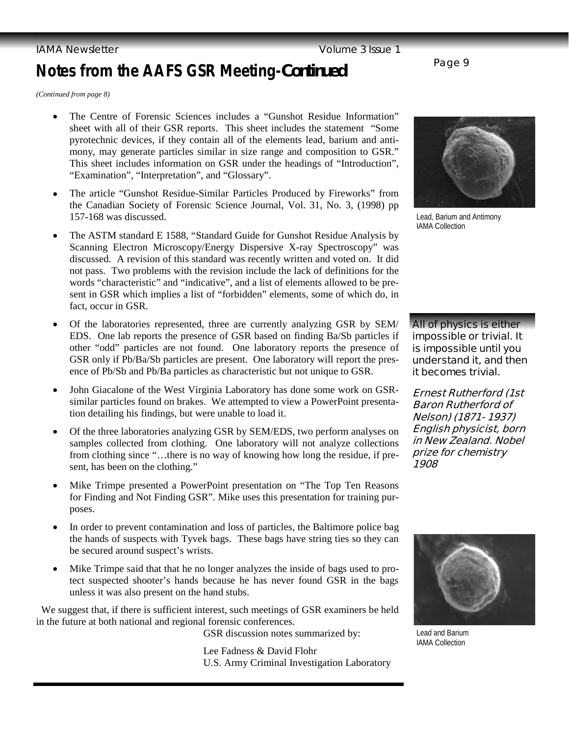# Notes from the AAFS GSR Meeting-Continued

*(Continued from page 8)*

- The Centre of Forensic Sciences includes a "Gunshot Residue Information" sheet with all of their GSR reports. This sheet includes the statement "Some pyrotechnic devices, if they contain all of the elements lead, barium and antimony, may generate particles similar in size range and composition to GSR." This sheet includes information on GSR under the headings of "Introduction", "Examination", "Interpretation", and "Glossary".
- The article "Gunshot Residue-Similar Particles Produced by Fireworks" from the Canadian Society of Forensic Science Journal, Vol. 31, No. 3, (1998) pp 157-168 was discussed.
- The ASTM standard E 1588, "Standard Guide for Gunshot Residue Analysis by Scanning Electron Microscopy/Energy Dispersive X-ray Spectroscopy" was discussed. A revision of this standard was recently written and voted on. It did not pass. Two problems with the revision include the lack of definitions for the words "characteristic" and "indicative", and a list of elements allowed to be present in GSR which implies a list of "forbidden" elements, some of which do, in fact, occur in GSR.
- Of the laboratories represented, three are currently analyzing GSR by SEM/EDS. One lab reports the presence of GSR based on finding Ba/Sb particles if other "odd" particles are not found. One laboratory reports the presence of GSR only if Pb/Ba/Sb particles are present. One laboratory will report the presence of Pb/Sb and Pb/Ba particles as characteristic but not unique to GSR.
- John Giacalone of the West Virginia Laboratory has done some work on GSR-similar particles found on brakes. We attempted to view a PowerPoint presentation detailing his findings, but were unable to load it.
- Of the three laboratories analyzing GSR by SEM/EDS, two perform analyses on samples collected from clothing. One laboratory will not analyze collections from clothing since "…there is no way of knowing how long the residue, if present, has been on the clothing."
- Mike Trimpe presented a PowerPoint presentation on "The Top Ten Reasons for Finding and Not Finding GSR". Mike uses this presentation for training purposes.
- In order to prevent contamination and loss of particles, the Baltimore police bag the hands of suspects with Tyvek bags. These bags have string ties so they can be secured around suspect's wrists.
- Mike Trimpe said that that he no longer analyzes the inside of bags used to protect suspected shooter's hands because he has never found GSR in the bags unless it was also present on the hand stubs.

We suggest that, if there is sufficient interest, such meetings of GSR examiners be held in the future at both national and regional forensic conferences.

GSR discussion notes summarized by:

Lee Fadness & David Flohr
U.S. Army Criminal Investigation Laboratory

Lead, Barium and Antimony
IAMA Collection

**All of physics is either impossible or trivial. It is impossible until you understand it, and then it becomes trivial.**

*Ernest Rutherford (1st Baron Rutherford of Nelson) (1871- 1937) English physicist, born in New Zealand. Nobel prize for chemistry 1908*

Lead and Barium
IAMA Collection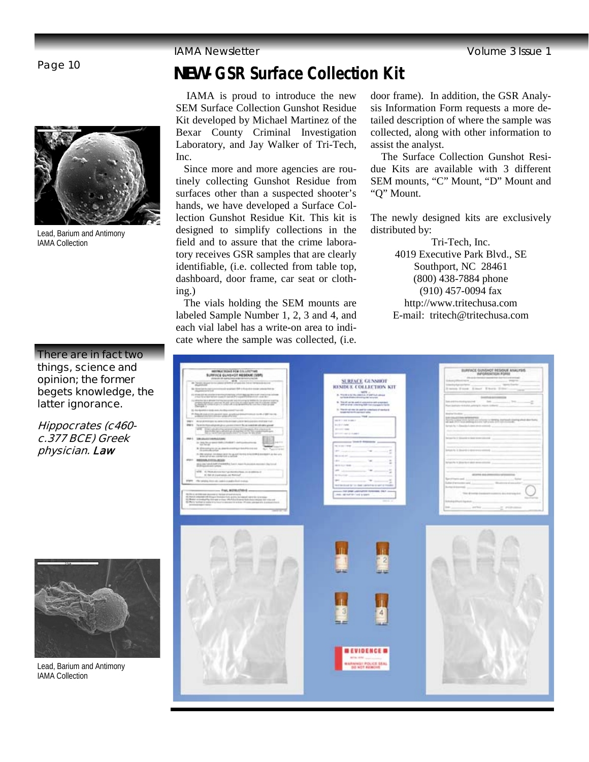# NEW- GSR Surface Collection Kit

IAMA is proud to introduce the new SEM Surface Collection Gunshot Residue Kit developed by Michael Martinez of the Bexar County Criminal Investigation Laboratory, and Jay Walker of Tri-Tech, Inc.

Since more and more agencies are routinely collecting Gunshot Residue from surfaces other than a suspected shooter's hands, we have developed a Surface Collection Gunshot Residue Kit. This kit is designed to simplify collections in the field and to assure that the crime laboratory receives GSR samples that are clearly identifiable, (i.e. collected from table top, dashboard, door frame, car seat or clothing.)

The vials holding the SEM mounts are labeled Sample Number 1, 2, 3 and 4, and each vial label has a write-on area to indicate where the sample was collected, (i.e. door frame). In addition, the GSR Analysis Information Form requests a more detailed description of where the sample was collected, along with other information to assist the analyst.

The Surface Collection Gunshot Residue Kits are available with 3 different SEM mounts, "C" Mount, "D" Mount and "Q" Mount.

The newly designed kits are exclusively distributed by:

Tri-Tech, Inc.
4019 Executive Park Blvd., SE
Southport, NC 28461
(800) 438-7884 phone
(910) 457-0094 fax
http://www.tritechusa.com
E-mail: tritech@tritechusa.com

Lead, Barium and Antimony
IAMA Collection

There are in fact two things, science and opinion; the former begets knowledge, the latter ignorance.

*Hippocrates (c460-c.377 BCE) Greek physician.* ***Law***

Lead, Barium and Antimony
IAMA Collection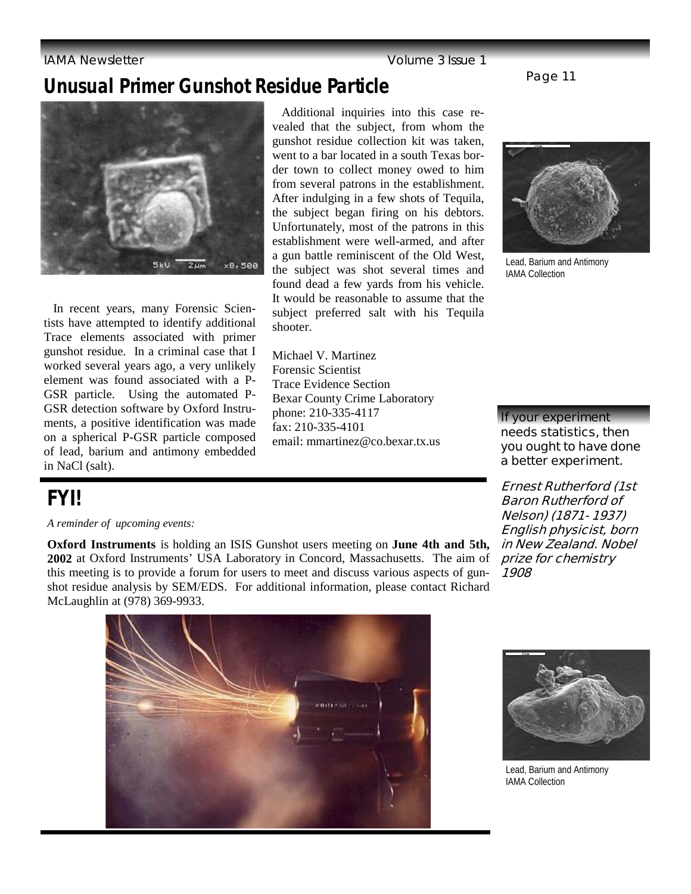# Unusual Primer Gunshot Residue Particle

In recent years, many Forensic Scientists have attempted to identify additional Trace elements associated with primer gunshot residue. In a criminal case that I worked several years ago, a very unlikely element was found associated with a P-GSR particle. Using the automated P-GSR detection software by Oxford Instruments, a positive identification was made on a spherical P-GSR particle composed of lead, barium and antimony embedded in NaCl (salt).

Additional inquiries into this case revealed that the subject, from whom the gunshot residue collection kit was taken, went to a bar located in a south Texas border town to collect money owed to him from several patrons in the establishment. After indulging in a few shots of Tequila, the subject began firing on his debtors. Unfortunately, most of the patrons in this establishment were well-armed, and after a gun battle reminiscent of the Old West, the subject was shot several times and found dead a few yards from his vehicle. It would be reasonable to assume that the subject preferred salt with his Tequila shooter.

Michael V. Martinez
Forensic Scientist
Trace Evidence Section
Bexar County Crime Laboratory
phone: 210-335-4117
fax: 210-335-4101
email: mmartinez@co.bexar.tx.us

Lead, Barium and Antimony
IAMA Collection

# FYI!

*A reminder of upcoming events:*

**Oxford Instruments** is holding an ISIS Gunshot users meeting on **June 4th and 5th, 2002** at Oxford Instruments' USA Laboratory in Concord, Massachusetts. The aim of this meeting is to provide a forum for users to meet and discuss various aspects of gunshot residue analysis by SEM/EDS. For additional information, please contact Richard McLaughlin at (978) 369-9933.

If your experiment needs statistics, then you ought to have done a better experiment.

*Ernest Rutherford (1st Baron Rutherford of Nelson) (1871- 1937) English physicist, born in New Zealand. Nobel prize for chemistry 1908*

Lead, Barium and Antimony
IAMA Collection